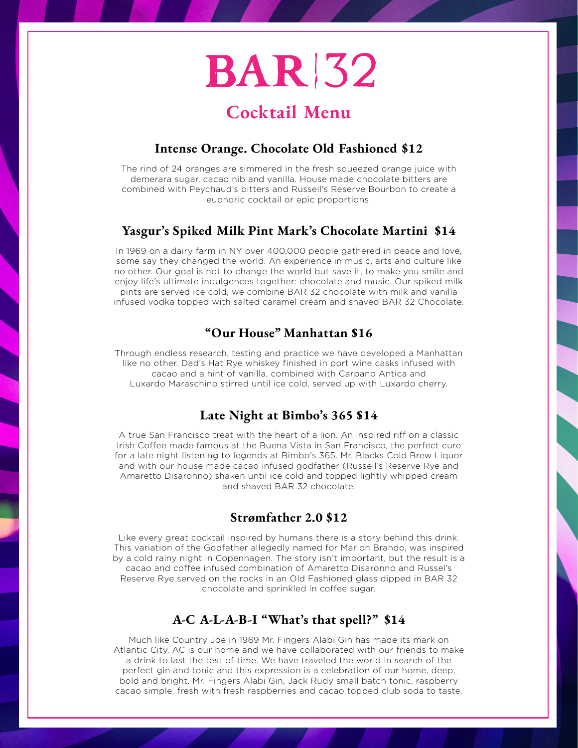# BAR|32

## Cocktail Menu

### Intense Orange. Chocolate Old Fashioned $12

The rind of 24 oranges are simmered in the fresh squeezed orange juice with demerara sugar, cacao nib and vanilla. House made chocolate bitters are combined with Peychaud's bitters and Russell's Reserve Bourbon to create a euphoric cocktail or epic proportions.

### Yasgur's Spiked Milk Pint Mark's Chocolate Martini $14

In 1969 on a dairy farm in NY over 400,000 people gathered in peace and love, some say they changed the world. An experience in music, arts and culture like no other. Our goal is not to change the world but save it, to make you smile and enjoy life's ultimate indulgences together: chocolate and music. Our spiked milk pints are served ice cold, we combine BAR 32 chocolate with milk and vanilla infused vodka topped with salted caramel cream and shaved BAR 32 Chocolate.

### "Our House" Manhattan $16

Through endless research, testing and practice we have developed a Manhattan like no other. Dad's Hat Rye whiskey finished in port wine casks infused with cacao and a hint of vanilla, combined with Carpano Antica and Luxardo Maraschino stirred until ice cold, served up with Luxardo cherry.

### Late Night at Bimbo's 365 $14

A true San Francisco treat with the heart of a lion. An inspired riff on a classic Irish Coffee made famous at the Buena Vista in San Francisco, the perfect cure for a late night listening to legends at Bimbo's 365. Mr. Blacks Cold Brew Liquor and with our house made cacao infused godfather (Russell's Reserve Rye and Amaretto Disaronno) shaken until ice cold and topped lightly whipped cream and shaved BAR 32 chocolate.

### Strømfather 2.0 $12

Like every great cocktail inspired by humans there is a story behind this drink. This variation of the Godfather allegedly named for Marlon Brando, was inspired by a cold rainy night in Copenhagen. The story isn't important, but the result is a cacao and coffee infused combination of Amaretto Disaronno and Russel's Reserve Rye served on the rocks in an Old Fashioned glass dipped in BAR 32 chocolate and sprinkled in coffee sugar.

### A-C A-L-A-B-I "What's that spell?" $14

Much like Country Joe in 1969 Mr. Fingers Alabi Gin has made its mark on Atlantic City. AC is our home and we have collaborated with our friends to make a drink to last the test of time. We have traveled the world in search of the perfect gin and tonic and this expression is a celebration of our home, deep, bold and bright. Mr. Fingers Alabi Gin, Jack Rudy small batch tonic, raspberry cacao simple, fresh with fresh raspberries and cacao topped club soda to taste.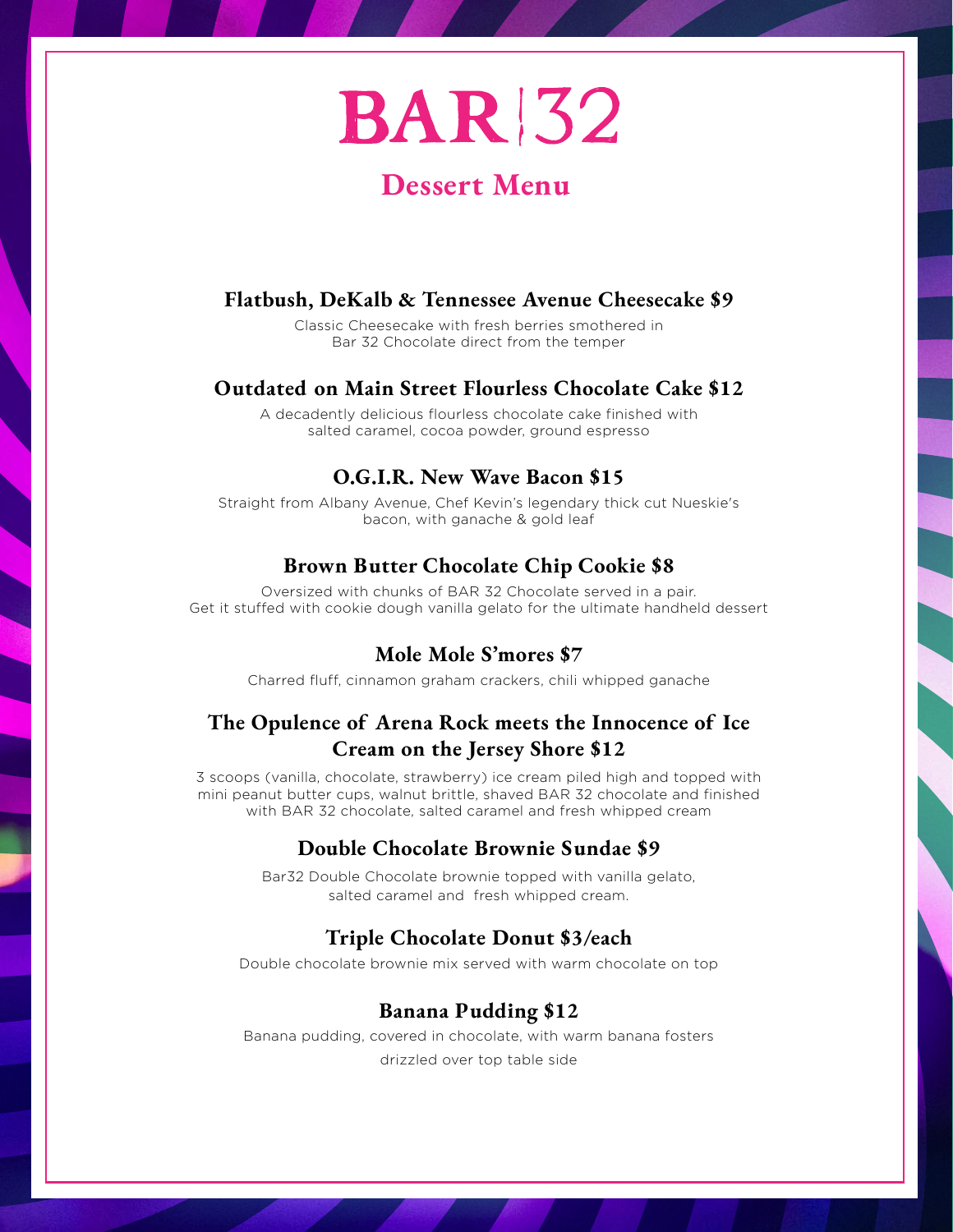# BAR|32

## Dessert Menu

### Flatbush, DeKalb & Tennessee Avenue Cheesecake $9

Classic Cheesecake with fresh berries smothered in
Bar 32 Chocolate direct from the temper

### Outdated on Main Street Flourless Chocolate Cake $12

A decadently delicious flourless chocolate cake finished with
salted caramel, cocoa powder, ground espresso

### O.G.I.R. New Wave Bacon $15

Straight from Albany Avenue, Chef Kevin's legendary thick cut Nueskie's
bacon, with ganache & gold leaf

### Brown Butter Chocolate Chip Cookie $8

Oversized with chunks of BAR 32 Chocolate served in a pair.
Get it stuffed with cookie dough vanilla gelato for the ultimate handheld dessert

### Mole Mole S'mores $7

Charred fluff, cinnamon graham crackers, chili whipped ganache

### The Opulence of Arena Rock meets the Innocence of Ice Cream on the Jersey Shore $12

3 scoops (vanilla, chocolate, strawberry) ice cream piled high and topped with
mini peanut butter cups, walnut brittle, shaved BAR 32 chocolate and finished
with BAR 32 chocolate, salted caramel and fresh whipped cream

### Double Chocolate Brownie Sundae $9

Bar32 Double Chocolate brownie topped with vanilla gelato,
salted caramel and fresh whipped cream.

### Triple Chocolate Donut $3/each

Double chocolate brownie mix served with warm chocolate on top

### Banana Pudding $12

Banana pudding, covered in chocolate, with warm banana fosters
drizzled over top table side